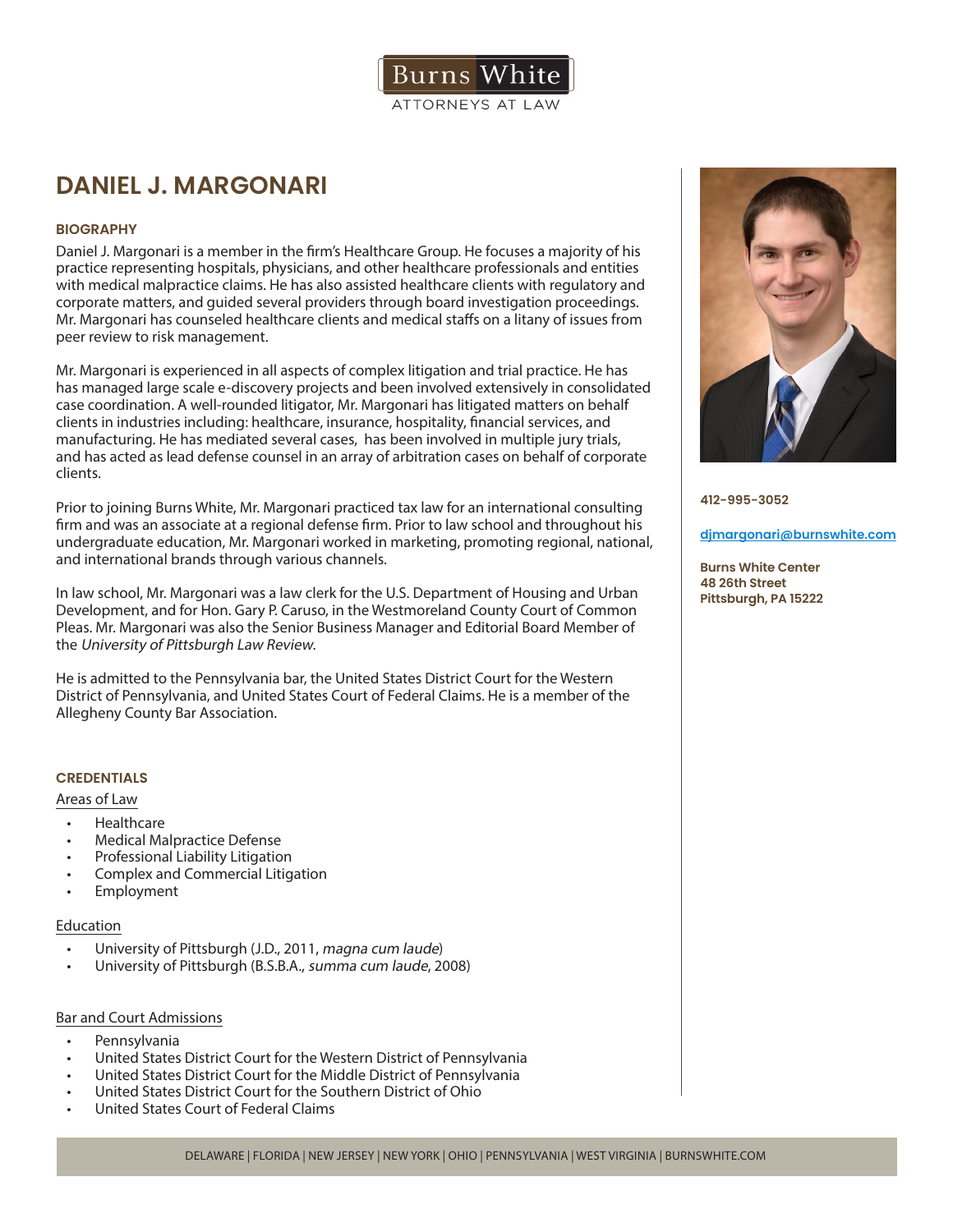Burns White
ATTORNEYS AT LAW

# DANIEL J. MARGONARI

## BIOGRAPHY

Daniel J. Margonari is a member in the firm's Healthcare Group. He focuses a majority of his practice representing hospitals, physicians, and other healthcare professionals and entities with medical malpractice claims. He has also assisted healthcare clients with regulatory and corporate matters, and guided several providers through board investigation proceedings. Mr. Margonari has counseled healthcare clients and medical staffs on a litany of issues from peer review to risk management.

Mr. Margonari is experienced in all aspects of complex litigation and trial practice. He has has managed large scale e-discovery projects and been involved extensively in consolidated case coordination. A well-rounded litigator, Mr. Margonari has litigated matters on behalf clients in industries including: healthcare, insurance, hospitality, financial services, and manufacturing. He has mediated several cases, has been involved in multiple jury trials, and has acted as lead defense counsel in an array of arbitration cases on behalf of corporate clients.

Prior to joining Burns White, Mr. Margonari practiced tax law for an international consulting firm and was an associate at a regional defense firm. Prior to law school and throughout his undergraduate education, Mr. Margonari worked in marketing, promoting regional, national, and international brands through various channels.

In law school, Mr. Margonari was a law clerk for the U.S. Department of Housing and Urban Development, and for Hon. Gary P. Caruso, in the Westmoreland County Court of Common Pleas. Mr. Margonari was also the Senior Business Manager and Editorial Board Member of the *University of Pittsburgh Law Review*.

He is admitted to the Pennsylvania bar, the United States District Court for the Western District of Pennsylvania, and United States Court of Federal Claims. He is a member of the Allegheny County Bar Association.

**412-995-3052**

**djmargonari@burnswhite.com**

**Burns White Center**
**48 26th Street**
**Pittsburgh, PA 15222**

## CREDENTIALS

### Areas of Law

- Healthcare
- Medical Malpractice Defense
- Professional Liability Litigation
- Complex and Commercial Litigation
- Employment

### Education

- University of Pittsburgh (J.D., 2011, *magna cum laude*)
- University of Pittsburgh (B.S.B.A., *summa cum laude*, 2008)

### Bar and Court Admissions

- Pennsylvania
- United States District Court for the Western District of Pennsylvania
- United States District Court for the Middle District of Pennsylvania
- United States District Court for the Southern District of Ohio
- United States Court of Federal Claims

DELAWARE | FLORIDA | NEW JERSEY | NEW YORK | OHIO | PENNSYLVANIA | WEST VIRGINIA | BURNSWHITE.COM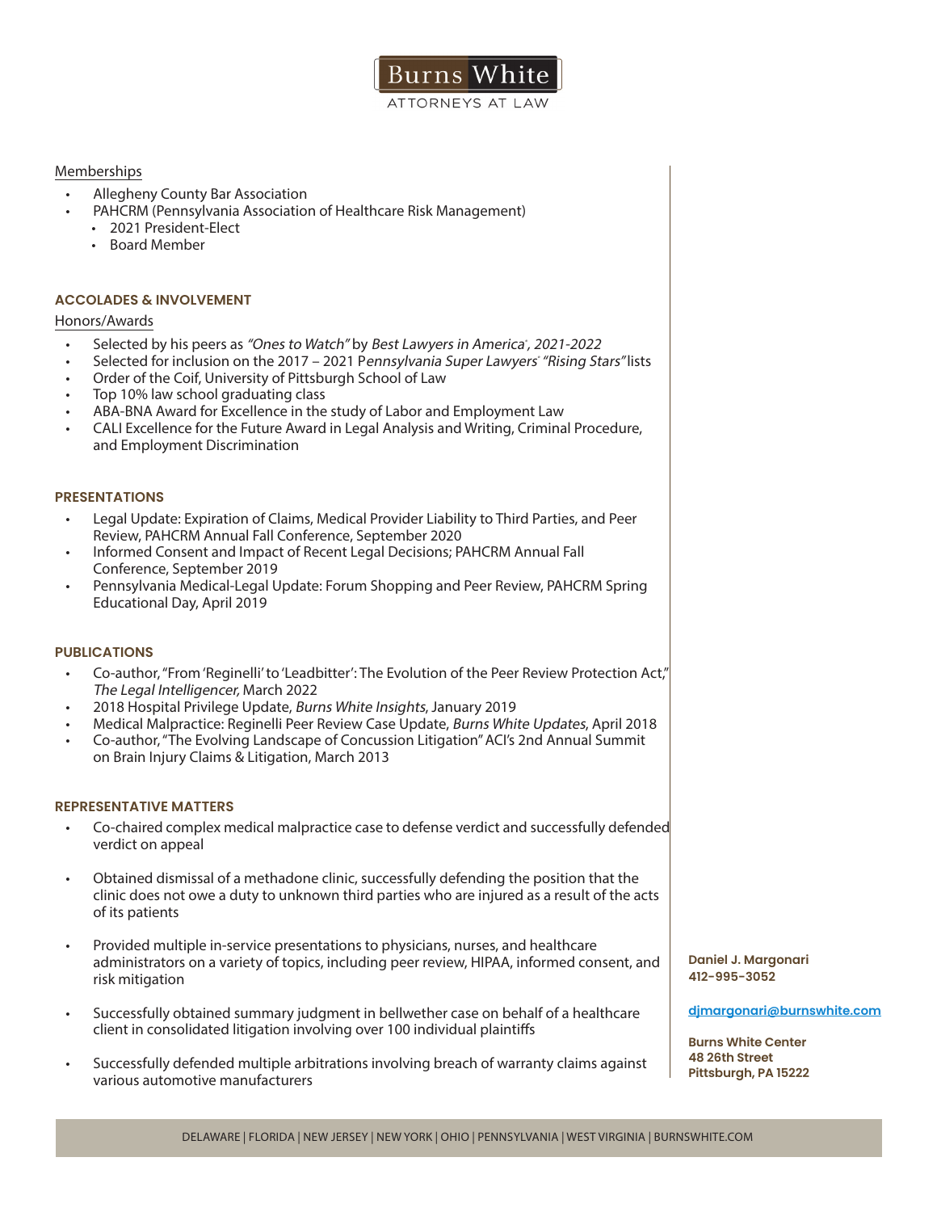Memberships

- Allegheny County Bar Association
- PAHCRM (Pennsylvania Association of Healthcare Risk Management)
  - 2021 President-Elect
  - Board Member

## ACCOLADES & INVOLVEMENT

Honors/Awards

- Selected by his peers as *"Ones to Watch"* by *Best Lawyers in America®, 2021-2022*
- Selected for inclusion on the 2017 – 2021 P*ennsylvania Super Lawyers® "Rising Stars"* lists
- Order of the Coif, University of Pittsburgh School of Law
- Top 10% law school graduating class
- ABA-BNA Award for Excellence in the study of Labor and Employment Law
- CALI Excellence for the Future Award in Legal Analysis and Writing, Criminal Procedure, and Employment Discrimination

## PRESENTATIONS

- Legal Update: Expiration of Claims, Medical Provider Liability to Third Parties, and Peer Review, PAHCRM Annual Fall Conference, September 2020
- Informed Consent and Impact of Recent Legal Decisions; PAHCRM Annual Fall Conference, September 2019
- Pennsylvania Medical-Legal Update: Forum Shopping and Peer Review, PAHCRM Spring Educational Day, April 2019

## PUBLICATIONS

- Co-author, "From 'Reginelli' to 'Leadbitter': The Evolution of the Peer Review Protection Act," *The Legal Intelligencer,* March 2022
- 2018 Hospital Privilege Update, *Burns White Insights*, January 2019
- Medical Malpractice: Reginelli Peer Review Case Update, *Burns White Updates*, April 2018
- Co-author, "The Evolving Landscape of Concussion Litigation" ACI's 2nd Annual Summit on Brain Injury Claims & Litigation, March 2013

## REPRESENTATIVE MATTERS

- Co-chaired complex medical malpractice case to defense verdict and successfully defended verdict on appeal
- Obtained dismissal of a methadone clinic, successfully defending the position that the clinic does not owe a duty to unknown third parties who are injured as a result of the acts of its patients
- Provided multiple in-service presentations to physicians, nurses, and healthcare administrators on a variety of topics, including peer review, HIPAA, informed consent, and risk mitigation
- Successfully obtained summary judgment in bellwether case on behalf of a healthcare client in consolidated litigation involving over 100 individual plaintiffs
- Successfully defended multiple arbitrations involving breach of warranty claims against various automotive manufacturers

**Daniel J. Margonari**
**412-995-3052**

**djmargonari@burnswhite.com**

**Burns White Center**
**48 26th Street**
**Pittsburgh, PA 15222**